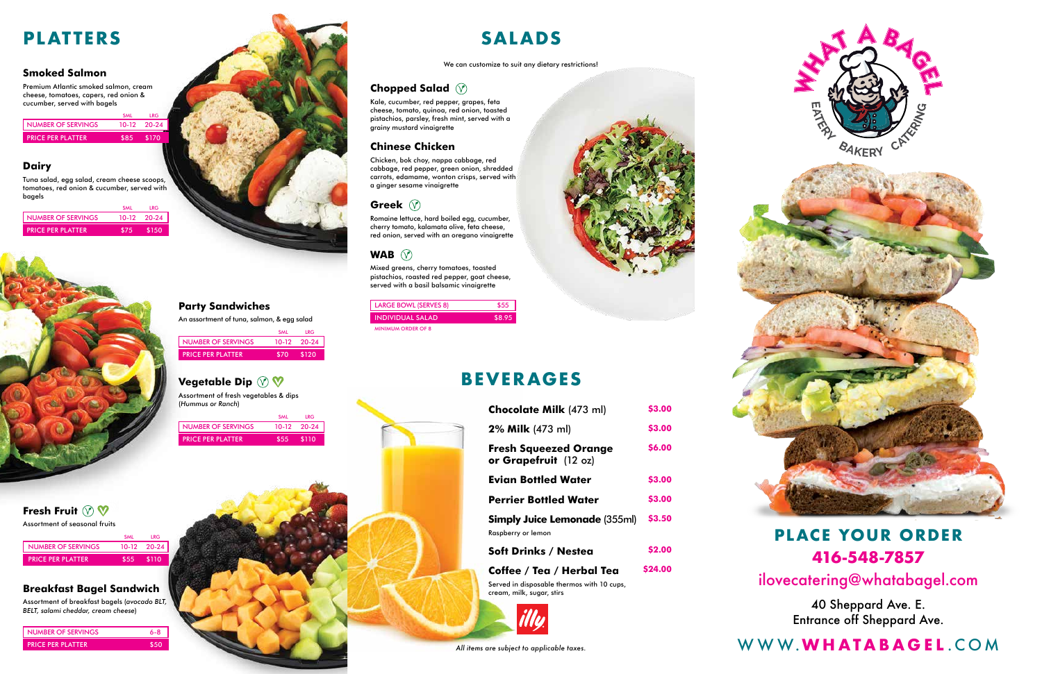# PLATTERS

### Smoked Salmon

Premium Atlantic smoked salmon, cream cheese, tomatoes, capers, red onion & cucumber, served with bagels

| | SML | LRG |
|---|---|---|
| NUMBER OF SERVINGS | 10-12 | 20-24 |
| PRICE PER PLATTER | $85 | $170 |

### Dairy

Tuna salad, egg salad, cream cheese scoops, tomatoes, red onion & cucumber, served with bagels

| | SML | LRG |
|---|---|---|
| NUMBER OF SERVINGS | 10-12 | 20-24 |
| PRICE PER PLATTER | $75 | $150 |

### Party Sandwiches

An assortment of tuna, salmon, & egg salad

| | SML | LRG |
|---|---|---|
| NUMBER OF SERVINGS | 10-12 | 20-24 |
| PRICE PER PLATTER | $70 | $120 |

### Vegetable Dip

Assortment of fresh vegetables & dips (*Hummus or Ranch*)

| | SML | LRG |
|---|---|---|
| NUMBER OF SERVINGS | 10-12 | 20-24 |
| PRICE PER PLATTER | $55 | $110 |

### Fresh Fruit

Assortment of seasonal fruits

| | SML | LRG |
|---|---|---|
| NUMBER OF SERVINGS | 10-12 | 20-24 |
| PRICE PER PLATTER | $55 | $110 |

### Breakfast Bagel Sandwich

Assortment of breakfast bagels (*avocado BLT, BELT, salami cheddar, cream cheese*)

| | |
|---|---|
| NUMBER OF SERVINGS | 6-8 |
| PRICE PER PLATTER | $50 |

# SALADS

We can customize to suit any dietary restrictions!

### Chopped Salad

Kale, cucumber, red pepper, grapes, feta cheese, tomato, quinoa, red onion, toasted pistachios, parsley, fresh mint, served with a grainy mustard vinaigrette

### Chinese Chicken

Chicken, bok choy, nappa cabbage, red cabbage, red pepper, green onion, shredded carrots, edamame, wonton crisps, served with a ginger sesame vinaigrette

### Greek

Romaine lettuce, hard boiled egg, cucumber, cherry tomato, kalamata olive, feta cheese, red onion, served with an oregano vinaigrette

### WAB

Mixed greens, cherry tomatoes, toasted pistachios, roasted red pepper, goat cheese, served with a basil balsamic vinaigrette

| | |
|---|---|
| LARGE BOWL (SERVES 8) | $55 |
| INDIVIDUAL SALAD | $8.95 |

MINIMUM ORDER OF 8

# BEVERAGES

| | |
|---|---|
| **Chocolate Milk** (473 ml) | $3.00 |
| **2% Milk** (473 ml) | $3.00 |
| **Fresh Squeezed Orange or Grapefruit** (12 oz) | $6.00 |
| **Evian Bottled Water** | $3.00 |
| **Perrier Bottled Water** | $3.00 |
| **Simply Juice Lemonade** (355ml)<br>Raspberry or lemon | $3.50 |
| **Soft Drinks / Nestea** | $2.00 |
| **Coffee / Tea / Herbal Tea**<br>Served in disposable thermos with 10 cups, cream, milk, sugar, stirs | $24.00 |

illy

*All items are subject to applicable taxes.*

WHAT A BAGEL
EATERY BAKERY CATERING

## PLACE YOUR ORDER

**416-548-7857**

ilovecatering@whatabagel.com

40 Sheppard Ave. E.
Entrance off Sheppard Ave.

WWW.**WHATABAGEL**.COM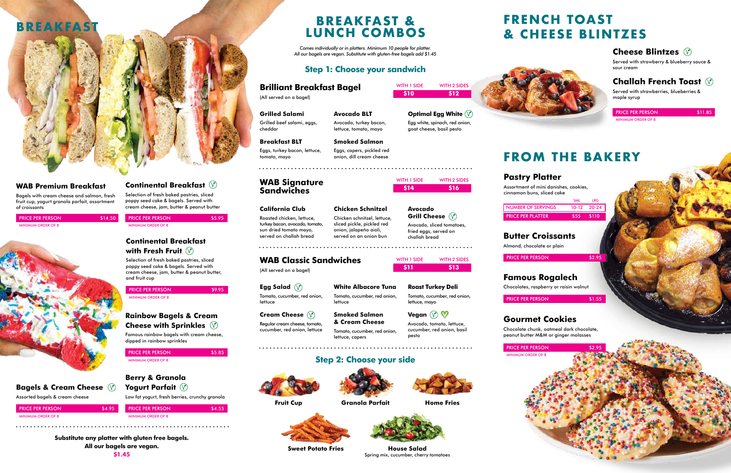# BREAKFAST

### WAB Premium Breakfast

Bagels with cream cheese and salmon, fresh fruit cup, yogurt granola parfait, assortment of croissants

| PRICE PER PERSON | $14.50 |
|---|---|

MINIMUM ORDER OF 8

### Continental Breakfast (V)

Selection of fresh baked pastries, sliced poppy seed cake & bagels. Served with cream cheese, jam, butter & peanut butter

| PRICE PER PERSON | $5.95 |
|---|---|

MINIMUM ORDER OF 8

### Continental Breakfast with Fresh Fruit (V)

Selection of fresh baked pastries, sliced poppy seed cake & bagels. Served with cream cheese, jam, butter & peanut butter, and fruit cup

| PRICE PER PERSON | $9.95 |
|---|---|

MINIMUM ORDER OF 8

### Rainbow Bagels & Cream Cheese with Sprinkles (V)

Famous rainbow bagels with cream cheese, dipped in rainbow sprinkles

| PRICE PER PERSON | $5.85 |
|---|---|

MINIMUM ORDER OF 8

### Bagels & Cream Cheese (V)

Assorted bagels & cream cheese

| PRICE PER PERSON | $4.95 |
|---|---|

MINIMUM ORDER OF 8

### Berry & Granola Yogurt Parfait (V)

Low fat yogurt, fresh berries, crunchy granola

| PRICE PER PERSON | $4.55 |
|---|---|

MINIMUM ORDER OF 8

**Substitute any platter with gluten free bagels. All our bagels are vegan.**
**$1.45**

# BREAKFAST & LUNCH COMBOS

*Comes individually or in platters. Minimum 10 people for platter.*
*All our bagels are vegan. Substitute with gluten-free bagels add $1.45*

## Step 1: Choose your sandwich

### Brilliant Breakfast Bagel

(All served on a bagel)

| WITH 1 SIDE | WITH 2 SIDES |
|---|---|
| $10 | $12 |

**Grilled Salami**
Grilled beef salami, eggs, cheddar

**Avocado BLT**
Avocado, turkey bacon, lettuce, tomato, mayo

**Optimal Egg White (V)**
Egg white, spinach, red onion, goat cheese, basil pesto

**Breakfast BLT**
Eggs, turkey bacon, lettuce, tomato, mayo

**Smoked Salmon**
Eggs, capers, pickled red onion, dill cream cheese

### WAB Signature Sandwiches

| WITH 1 SIDE | WITH 2 SIDES |
|---|---|
| $14 | $16 |

**California Club**
Roasted chicken, lettuce, turkey bacon, avocado, tomato, sun dried tomato mayo, served on challah bread

**Chicken Schnitzel**
Chicken schnitzel, lettuce, sliced pickle, pickled red onion, jalapeño aioli, served on an onion bun

**Avocado Grill Cheese (V)**
Avocado, sliced tomatoes, fried eggs, served on challah bread

### WAB Classic Sandwiches

(All served on a bagel)

| WITH 1 SIDE | WITH 2 SIDES |
|---|---|
| $11 | $13 |

**Egg Salad (V)**
Tomato, cucumber, red onion, lettuce

**White Albacore Tuna**
Tomato, cucumber, red onion, lettuce

**Roast Turkey Deli**
Tomato, cucumber, red onion, lettuce, mayo

**Cream Cheese (V)**
Regular cream cheese, tomato, cucumber, red onion, lettuce

**Smoked Salmon & Cream Cheese**
Tomato, cucumber, red onion, lettuce, capers

**Vegan (V) (V)**
Avocado, tomato, lettuce, cucumber, red onion, basil pesto

## Step 2: Choose your side

Fruit Cup

Granola Parfait

Home Fries

Sweet Potato Fries

House Salad
Spring mix, cucumber, cherry tomatoes

# FRENCH TOAST & CHEESE BLINTZES

### Cheese Blintzes (V)

Served with strawberry & blueberry sauce & sour cream

### Challah French Toast (V)

Served with strawberries, blueberries & maple syrup

| PRICE PER PERSON | $11.85 |
|---|---|

MINIMUM ORDER OF 8

# FROM THE BAKERY

### Pastry Platter

Assortment of mini danishes, cookies, cinnamon buns, sliced cake

| | SML | LRG |
|---|---|---|
| NUMBER OF SERVINGS | 10-12 | 20-24 |
| PRICE PER PLATTER | $55 | $110 |

### Butter Croissants

Almond, chocolate or plain

| PRICE PER PERSON | $2.95 |
|---|---|

### Famous Rogalech

Chocolates, raspberry or raisin walnut

| PRICE PER PERSON | $1.55 |
|---|---|

### Gourmet Cookies

Chocolate chunk, oatmeal dark chocolate, peanut butter M&M or ginger molasses

| PRICE PER PERSON | $2.95 |
|---|---|

MINIMUM ORDER OF 8